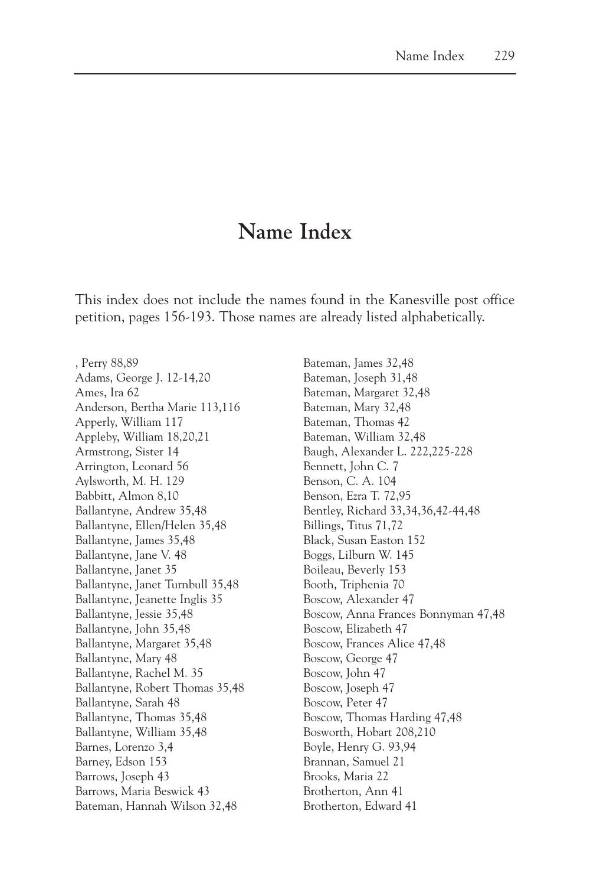# Name Index

This index does not include the names found in the Kanesville post office petition, pages 156-193. Those names are already listed alphabetically.

, Perry 88,89
Adams, George J. 12-14,20
Ames, Ira 62
Anderson, Bertha Marie 113,116
Apperly, William 117
Appleby, William 18,20,21
Armstrong, Sister 14
Arrington, Leonard 56
Aylsworth, M. H. 129
Babbitt, Almon 8,10
Ballantyne, Andrew 35,48
Ballantyne, Ellen/Helen 35,48
Ballantyne, James 35,48
Ballantyne, Jane V. 48
Ballantyne, Janet 35
Ballantyne, Janet Turnbull 35,48
Ballantyne, Jeanette Inglis 35
Ballantyne, Jessie 35,48
Ballantyne, John 35,48
Ballantyne, Margaret 35,48
Ballantyne, Mary 48
Ballantyne, Rachel M. 35
Ballantyne, Robert Thomas 35,48
Ballantyne, Sarah 48
Ballantyne, Thomas 35,48
Ballantyne, William 35,48
Barnes, Lorenzo 3,4
Barney, Edson 153
Barrows, Joseph 43
Barrows, Maria Beswick 43
Bateman, Hannah Wilson 32,48
Bateman, James 32,48
Bateman, Joseph 31,48
Bateman, Margaret 32,48
Bateman, Mary 32,48
Bateman, Thomas 42
Bateman, William 32,48
Baugh, Alexander L. 222,225-228
Bennett, John C. 7
Benson, C. A. 104
Benson, Ezra T. 72,95
Bentley, Richard 33,34,36,42-44,48
Billings, Titus 71,72
Black, Susan Easton 152
Boggs, Lilburn W. 145
Boileau, Beverly 153
Booth, Triphenia 70
Boscow, Alexander 47
Boscow, Anna Frances Bonnyman 47,48
Boscow, Elizabeth 47
Boscow, Frances Alice 47,48
Boscow, George 47
Boscow, John 47
Boscow, Joseph 47
Boscow, Peter 47
Boscow, Thomas Harding 47,48
Bosworth, Hobart 208,210
Boyle, Henry G. 93,94
Brannan, Samuel 21
Brooks, Maria 22
Brotherton, Ann 41
Brotherton, Edward 41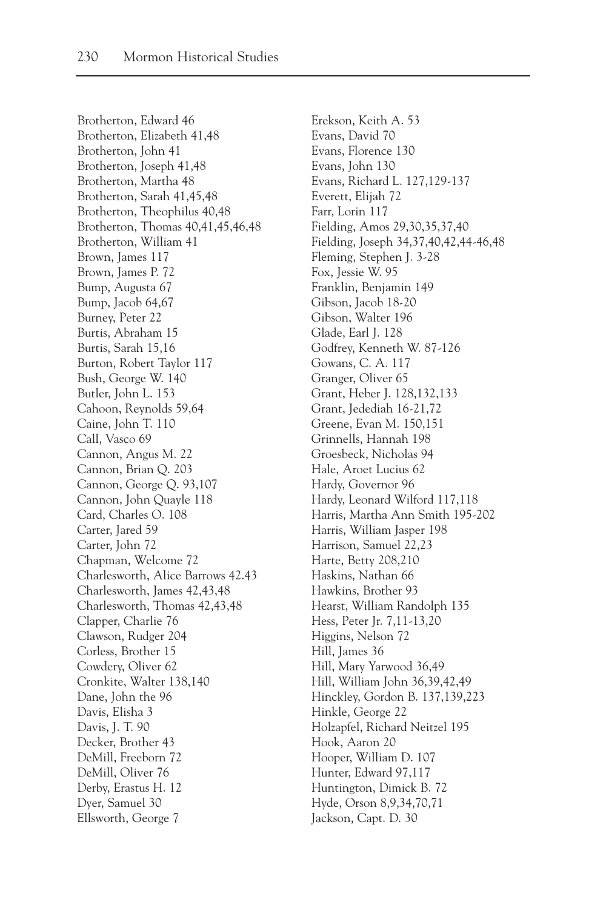Brotherton, Edward 46
Brotherton, Elizabeth 41,48
Brotherton, John 41
Brotherton, Joseph 41,48
Brotherton, Martha 48
Brotherton, Sarah 41,45,48
Brotherton, Theophilus 40,48
Brotherton, Thomas 40,41,45,46,48
Brotherton, William 41
Brown, James 117
Brown, James P. 72
Bump, Augusta 67
Bump, Jacob 64,67
Burney, Peter 22
Burtis, Abraham 15
Burtis, Sarah 15,16
Burton, Robert Taylor 117
Bush, George W. 140
Butler, John L. 153
Cahoon, Reynolds 59,64
Caine, John T. 110
Call, Vasco 69
Cannon, Angus M. 22
Cannon, Brian Q. 203
Cannon, George Q. 93,107
Cannon, John Quayle 118
Card, Charles O. 108
Carter, Jared 59
Carter, John 72
Chapman, Welcome 72
Charlesworth, Alice Barrows 42.43
Charlesworth, James 42,43,48
Charlesworth, Thomas 42,43,48
Clapper, Charlie 76
Clawson, Rudger 204
Corless, Brother 15
Cowdery, Oliver 62
Cronkite, Walter 138,140
Dane, John the 96
Davis, Elisha 3
Davis, J. T. 90
Decker, Brother 43
DeMill, Freeborn 72
DeMill, Oliver 76
Derby, Erastus H. 12
Dyer, Samuel 30
Ellsworth, George 7
Erekson, Keith A. 53
Evans, David 70
Evans, Florence 130
Evans, John 130
Evans, Richard L. 127,129-137
Everett, Elijah 72
Farr, Lorin 117
Fielding, Amos 29,30,35,37,40
Fielding, Joseph 34,37,40,42,44-46,48
Fleming, Stephen J. 3-28
Fox, Jessie W. 95
Franklin, Benjamin 149
Gibson, Jacob 18-20
Gibson, Walter 196
Glade, Earl J. 128
Godfrey, Kenneth W. 87-126
Gowans, C. A. 117
Granger, Oliver 65
Grant, Heber J. 128,132,133
Grant, Jedediah 16-21,72
Greene, Evan M. 150,151
Grinnells, Hannah 198
Groesbeck, Nicholas 94
Hale, Aroet Lucius 62
Hardy, Governor 96
Hardy, Leonard Wilford 117,118
Harris, Martha Ann Smith 195-202
Harris, William Jasper 198
Harrison, Samuel 22,23
Harte, Betty 208,210
Haskins, Nathan 66
Hawkins, Brother 93
Hearst, William Randolph 135
Hess, Peter Jr. 7,11-13,20
Higgins, Nelson 72
Hill, James 36
Hill, Mary Yarwood 36,49
Hill, William John 36,39,42,49
Hinckley, Gordon B. 137,139,223
Hinkle, George 22
Holzapfel, Richard Neitzel 195
Hook, Aaron 20
Hooper, William D. 107
Hunter, Edward 97,117
Huntington, Dimick B. 72
Hyde, Orson 8,9,34,70,71
Jackson, Capt. D. 30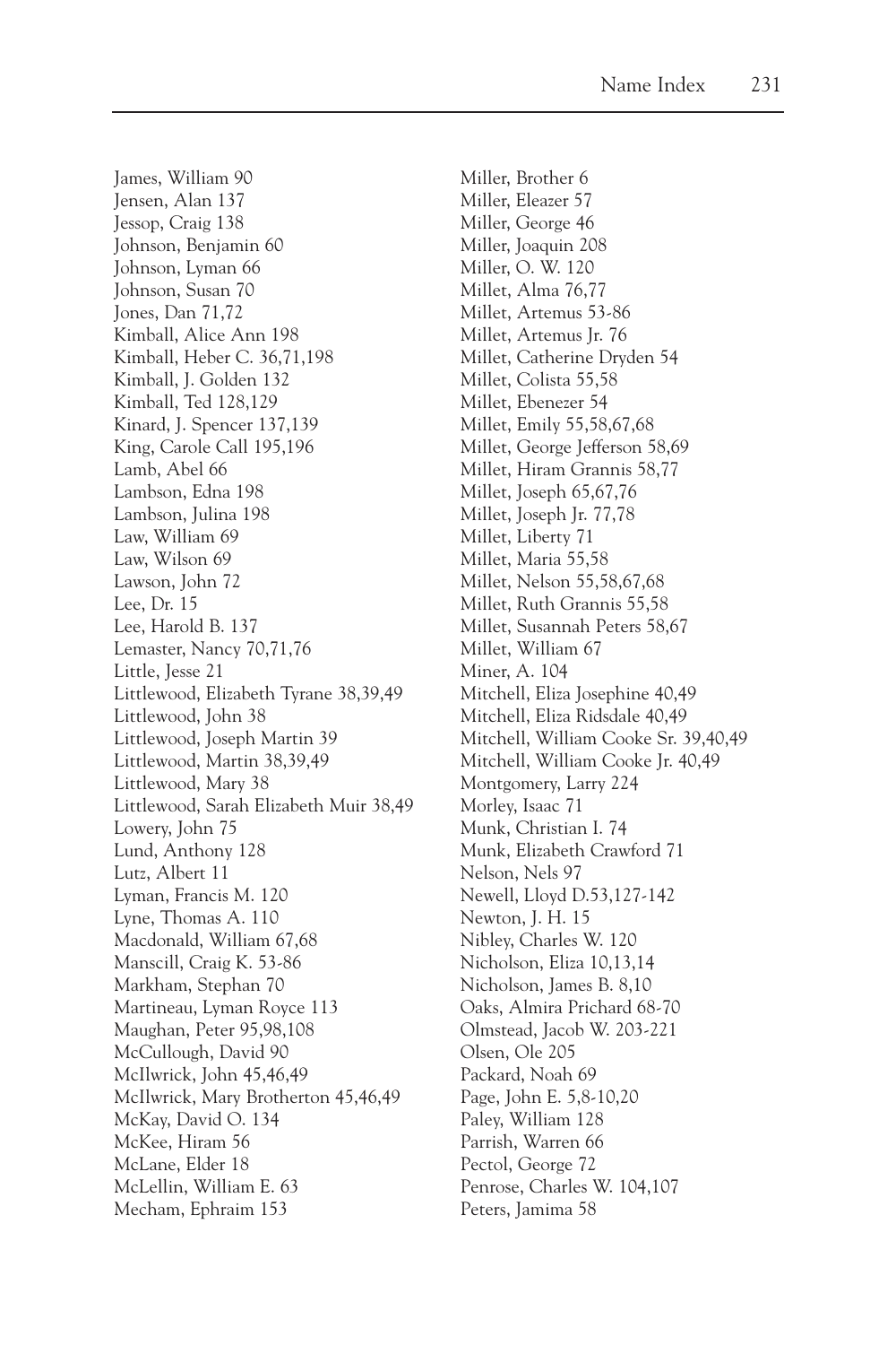James, William 90
Jensen, Alan 137
Jessop, Craig 138
Johnson, Benjamin 60
Johnson, Lyman 66
Johnson, Susan 70
Jones, Dan 71,72
Kimball, Alice Ann 198
Kimball, Heber C. 36,71,198
Kimball, J. Golden 132
Kimball, Ted 128,129
Kinard, J. Spencer 137,139
King, Carole Call 195,196
Lamb, Abel 66
Lambson, Edna 198
Lambson, Julina 198
Law, William 69
Law, Wilson 69
Lawson, John 72
Lee, Dr. 15
Lee, Harold B. 137
Lemaster, Nancy 70,71,76
Little, Jesse 21
Littlewood, Elizabeth Tyrane 38,39,49
Littlewood, John 38
Littlewood, Joseph Martin 39
Littlewood, Martin 38,39,49
Littlewood, Mary 38
Littlewood, Sarah Elizabeth Muir 38,49
Lowery, John 75
Lund, Anthony 128
Lutz, Albert 11
Lyman, Francis M. 120
Lyne, Thomas A. 110
Macdonald, William 67,68
Manscill, Craig K. 53-86
Markham, Stephan 70
Martineau, Lyman Royce 113
Maughan, Peter 95,98,108
McCullough, David 90
McIlwrick, John 45,46,49
McIlwrick, Mary Brotherton 45,46,49
McKay, David O. 134
McKee, Hiram 56
McLane, Elder 18
McLellin, William E. 63
Mecham, Ephraim 153
Miller, Brother 6
Miller, Eleazer 57
Miller, George 46
Miller, Joaquin 208
Miller, O. W. 120
Millet, Alma 76,77
Millet, Artemus 53-86
Millet, Artemus Jr. 76
Millet, Catherine Dryden 54
Millet, Colista 55,58
Millet, Ebenezer 54
Millet, Emily 55,58,67,68
Millet, George Jefferson 58,69
Millet, Hiram Grannis 58,77
Millet, Joseph 65,67,76
Millet, Joseph Jr. 77,78
Millet, Liberty 71
Millet, Maria 55,58
Millet, Nelson 55,58,67,68
Millet, Ruth Grannis 55,58
Millet, Susannah Peters 58,67
Millet, William 67
Miner, A. 104
Mitchell, Eliza Josephine 40,49
Mitchell, Eliza Ridsdale 40,49
Mitchell, William Cooke Sr. 39,40,49
Mitchell, William Cooke Jr. 40,49
Montgomery, Larry 224
Morley, Isaac 71
Munk, Christian I. 74
Munk, Elizabeth Crawford 71
Nelson, Nels 97
Newell, Lloyd D.53,127-142
Newton, J. H. 15
Nibley, Charles W. 120
Nicholson, Eliza 10,13,14
Nicholson, James B. 8,10
Oaks, Almira Prichard 68-70
Olmstead, Jacob W. 203-221
Olsen, Ole 205
Packard, Noah 69
Page, John E. 5,8-10,20
Paley, William 128
Parrish, Warren 66
Pectol, George 72
Penrose, Charles W. 104,107
Peters, Jamima 58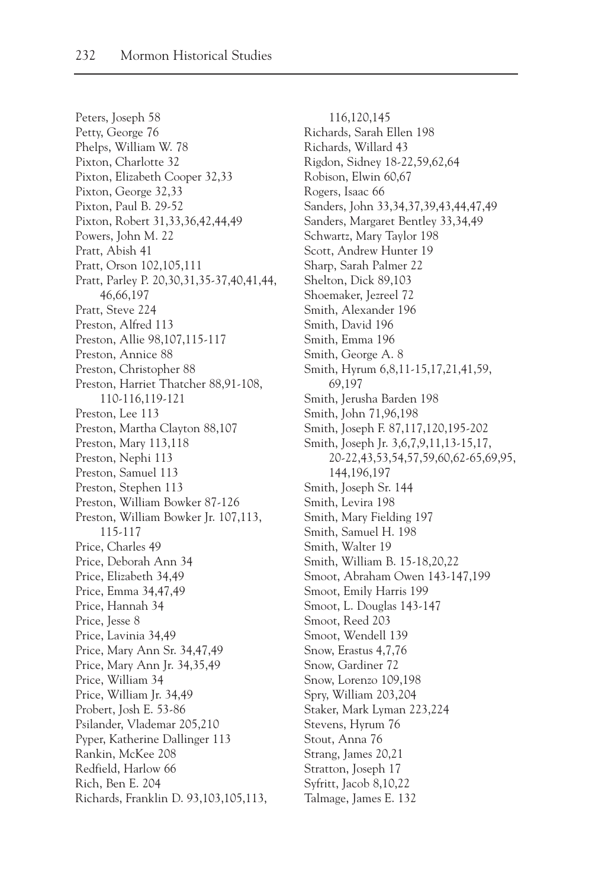Peters, Joseph 58
Petty, George 76
Phelps, William W. 78
Pixton, Charlotte 32
Pixton, Elizabeth Cooper 32,33
Pixton, George 32,33
Pixton, Paul B. 29-52
Pixton, Robert 31,33,36,42,44,49
Powers, John M. 22
Pratt, Abish 41
Pratt, Orson 102,105,111
Pratt, Parley P. 20,30,31,35-37,40,41,44, 46,66,197
Pratt, Steve 224
Preston, Alfred 113
Preston, Allie 98,107,115-117
Preston, Annice 88
Preston, Christopher 88
Preston, Harriet Thatcher 88,91-108, 110-116,119-121
Preston, Lee 113
Preston, Martha Clayton 88,107
Preston, Mary 113,118
Preston, Nephi 113
Preston, Samuel 113
Preston, Stephen 113
Preston, William Bowker 87-126
Preston, William Bowker Jr. 107,113, 115-117
Price, Charles 49
Price, Deborah Ann 34
Price, Elizabeth 34,49
Price, Emma 34,47,49
Price, Hannah 34
Price, Jesse 8
Price, Lavinia 34,49
Price, Mary Ann Sr. 34,47,49
Price, Mary Ann Jr. 34,35,49
Price, William 34
Price, William Jr. 34,49
Probert, Josh E. 53-86
Psilander, Vlademar 205,210
Pyper, Katherine Dallinger 113
Rankin, McKee 208
Redfield, Harlow 66
Rich, Ben E. 204
Richards, Franklin D. 93,103,105,113, 116,120,145
Richards, Sarah Ellen 198
Richards, Willard 43
Rigdon, Sidney 18-22,59,62,64
Robison, Elwin 60,67
Rogers, Isaac 66
Sanders, John 33,34,37,39,43,44,47,49
Sanders, Margaret Bentley 33,34,49
Schwartz, Mary Taylor 198
Scott, Andrew Hunter 19
Sharp, Sarah Palmer 22
Shelton, Dick 89,103
Shoemaker, Jezreel 72
Smith, Alexander 196
Smith, David 196
Smith, Emma 196
Smith, George A. 8
Smith, Hyrum 6,8,11-15,17,21,41,59, 69,197
Smith, Jerusha Barden 198
Smith, John 71,96,198
Smith, Joseph F. 87,117,120,195-202
Smith, Joseph Jr. 3,6,7,9,11,13-15,17, 20-22,43,53,54,57,59,60,62-65,69,95, 144,196,197
Smith, Joseph Sr. 144
Smith, Levira 198
Smith, Mary Fielding 197
Smith, Samuel H. 198
Smith, Walter 19
Smith, William B. 15-18,20,22
Smoot, Abraham Owen 143-147,199
Smoot, Emily Harris 199
Smoot, L. Douglas 143-147
Smoot, Reed 203
Smoot, Wendell 139
Snow, Erastus 4,7,76
Snow, Gardiner 72
Snow, Lorenzo 109,198
Spry, William 203,204
Staker, Mark Lyman 223,224
Stevens, Hyrum 76
Stout, Anna 76
Strang, James 20,21
Stratton, Joseph 17
Syfritt, Jacob 8,10,22
Talmage, James E. 132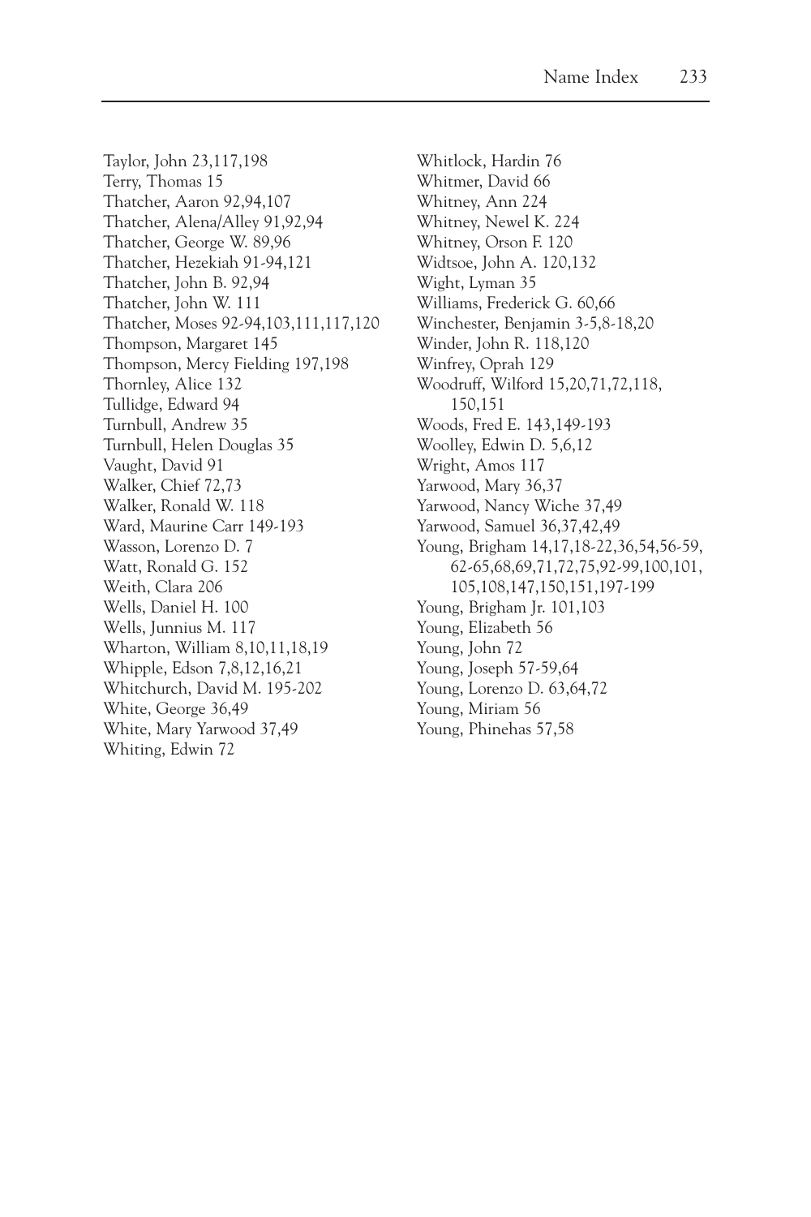Taylor, John 23,117,198
Terry, Thomas 15
Thatcher, Aaron 92,94,107
Thatcher, Alena/Alley 91,92,94
Thatcher, George W. 89,96
Thatcher, Hezekiah 91-94,121
Thatcher, John B. 92,94
Thatcher, John W. 111
Thatcher, Moses 92-94,103,111,117,120
Thompson, Margaret 145
Thompson, Mercy Fielding 197,198
Thornley, Alice 132
Tullidge, Edward 94
Turnbull, Andrew 35
Turnbull, Helen Douglas 35
Vaught, David 91
Walker, Chief 72,73
Walker, Ronald W. 118
Ward, Maurine Carr 149-193
Wasson, Lorenzo D. 7
Watt, Ronald G. 152
Weith, Clara 206
Wells, Daniel H. 100
Wells, Junnius M. 117
Wharton, William 8,10,11,18,19
Whipple, Edson 7,8,12,16,21
Whitchurch, David M. 195-202
White, George 36,49
White, Mary Yarwood 37,49
Whiting, Edwin 72
Whitlock, Hardin 76
Whitmer, David 66
Whitney, Ann 224
Whitney, Newel K. 224
Whitney, Orson F. 120
Widtsoe, John A. 120,132
Wight, Lyman 35
Williams, Frederick G. 60,66
Winchester, Benjamin 3-5,8-18,20
Winder, John R. 118,120
Winfrey, Oprah 129
Woodruff, Wilford 15,20,71,72,118, 150,151
Woods, Fred E. 143,149-193
Woolley, Edwin D. 5,6,12
Wright, Amos 117
Yarwood, Mary 36,37
Yarwood, Nancy Wiche 37,49
Yarwood, Samuel 36,37,42,49
Young, Brigham 14,17,18-22,36,54,56-59, 62-65,68,69,71,72,75,92-99,100,101, 105,108,147,150,151,197-199
Young, Brigham Jr. 101,103
Young, Elizabeth 56
Young, John 72
Young, Joseph 57-59,64
Young, Lorenzo D. 63,64,72
Young, Miriam 56
Young, Phinehas 57,58